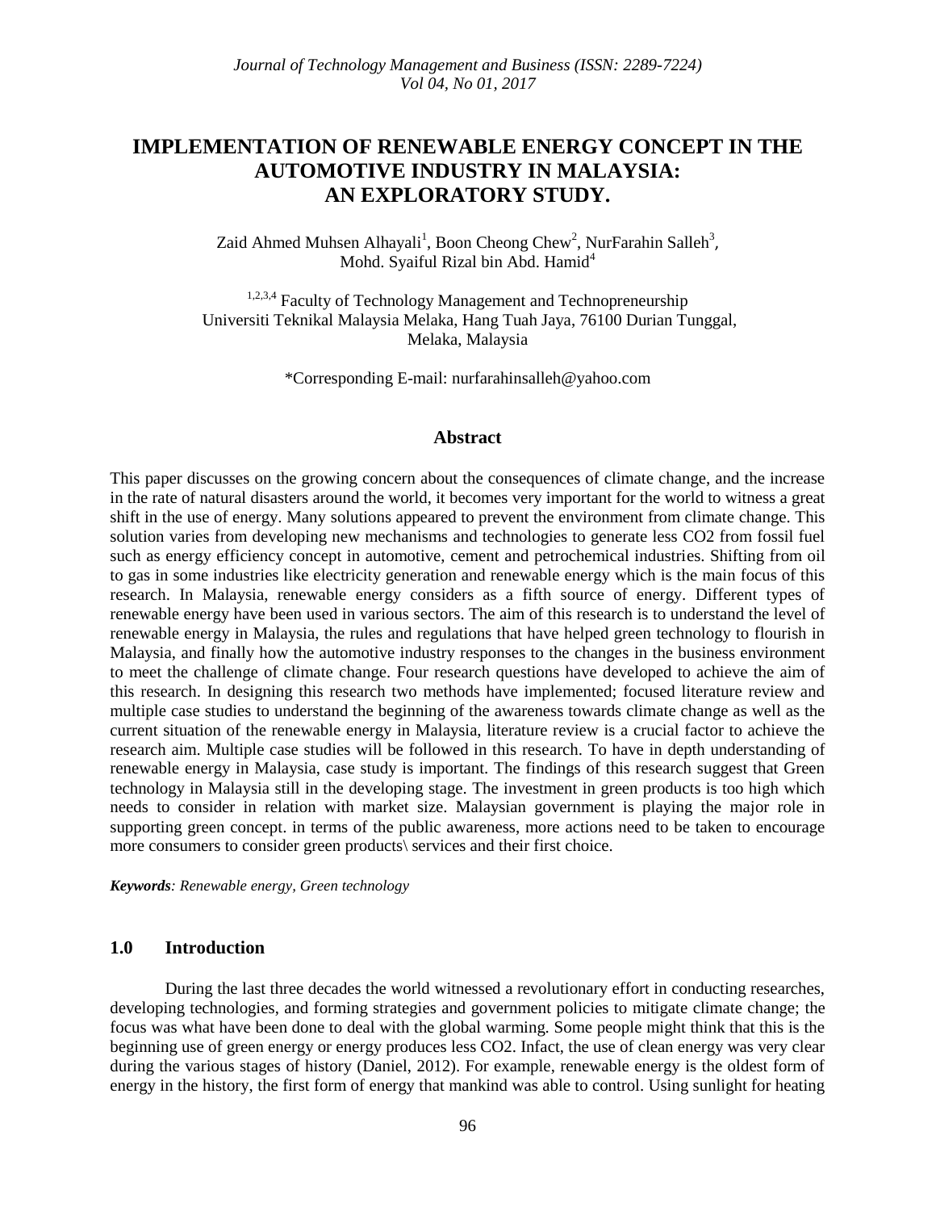# IMPLEMENTATION OF RENEWABLE ENERGY CONCEPT IN THE AUTOMOTIVE INDUSTRY IN MALAYSIA: AN EXPLORATORY STUDY.

Zaid Ahmed Muhsen Alhayali[1], Boon Cheong Chew[2], NurFarahin Salleh[3], Mohd. Syaiful Rizal bin Abd. Hamid[4]

[1,2,3,4] Faculty of Technology Management and Technopreneurship
Universiti Teknikal Malaysia Melaka, Hang Tuah Jaya, 76100 Durian Tunggal, Melaka, Malaysia

*Corresponding E-mail: nurfarahinsalleh@yahoo.com

## Abstract

This paper discusses on the growing concern about the consequences of climate change, and the increase in the rate of natural disasters around the world, it becomes very important for the world to witness a great shift in the use of energy. Many solutions appeared to prevent the environment from climate change. This solution varies from developing new mechanisms and technologies to generate less $CO_2$ from fossil fuel such as energy efficiency concept in automotive, cement and petrochemical industries. Shifting from oil to gas in some industries like electricity generation and renewable energy which is the main focus of this research. In Malaysia, renewable energy considers as a fifth source of energy. Different types of renewable energy have been used in various sectors. The aim of this research is to understand the level of renewable energy in Malaysia, the rules and regulations that have helped green technology to flourish in Malaysia, and finally how the automotive industry responses to the changes in the business environment to meet the challenge of climate change. Four research questions have developed to achieve the aim of this research. In designing this research two methods have implemented; focused literature review and multiple case studies to understand the beginning of the awareness towards climate change as well as the current situation of the renewable energy in Malaysia, literature review is a crucial factor to achieve the research aim. Multiple case studies will be followed in this research. To have in depth understanding of renewable energy in Malaysia, case study is important. The findings of this research suggest that Green technology in Malaysia still in the developing stage. The investment in green products is too high which needs to consider in relation with market size. Malaysian government is playing the major role in supporting green concept. in terms of the public awareness, more actions need to be taken to encourage more consumers to consider green products\ services and their first choice.

***Keywords**: Renewable energy, Green technology*

## 1.0 Introduction

During the last three decades the world witnessed a revolutionary effort in conducting researches, developing technologies, and forming strategies and government policies to mitigate climate change; the focus was what have been done to deal with the global warming. Some people might think that this is the beginning use of green energy or energy produces less $CO_2$. Infact, the use of clean energy was very clear during the various stages of history (Daniel, 2012). For example, renewable energy is the oldest form of energy in the history, the first form of energy that mankind was able to control. Using sunlight for heating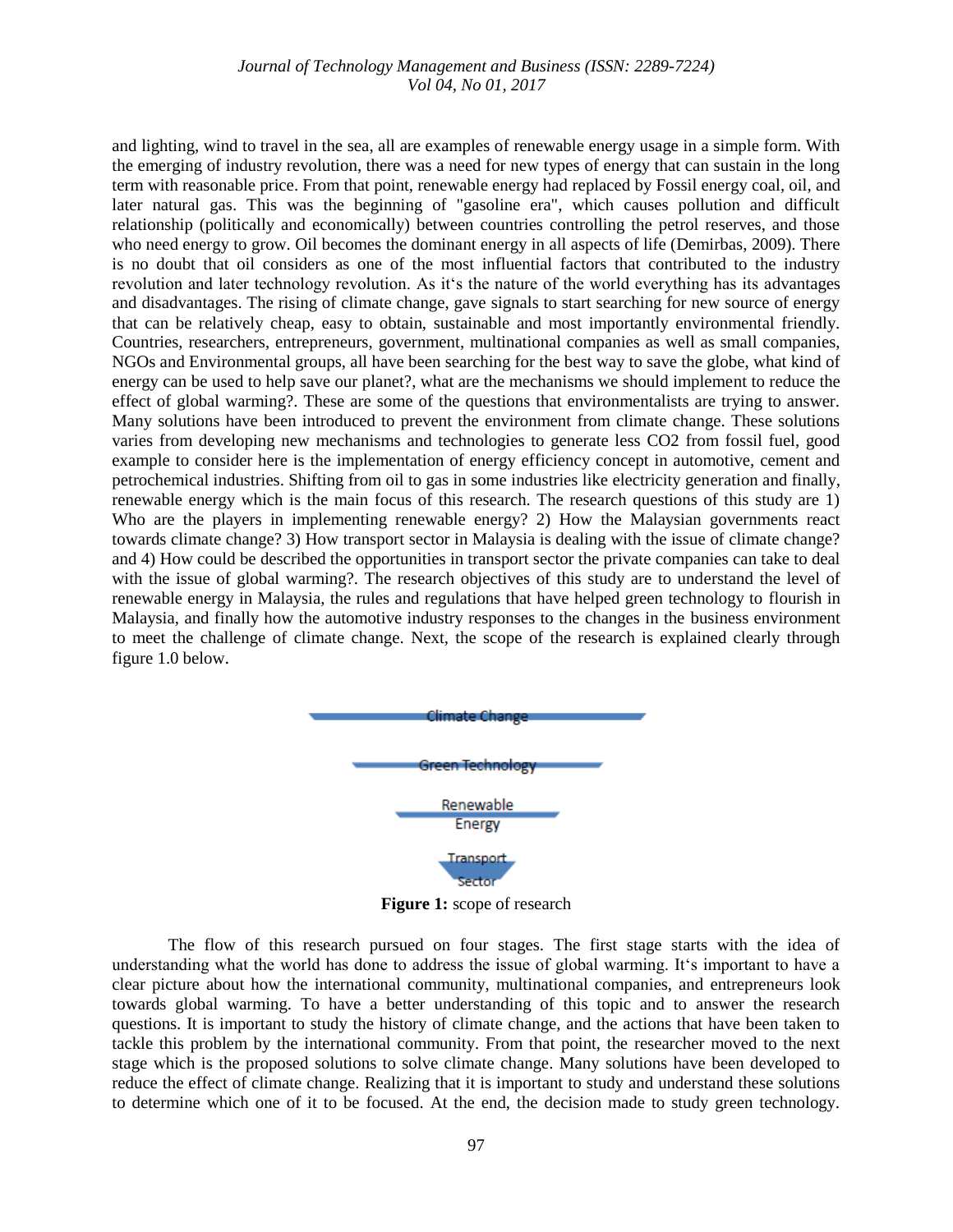and lighting, wind to travel in the sea, all are examples of renewable energy usage in a simple form. With the emerging of industry revolution, there was a need for new types of energy that can sustain in the long term with reasonable price. From that point, renewable energy had replaced by Fossil energy coal, oil, and later natural gas. This was the beginning of "gasoline era", which causes pollution and difficult relationship (politically and economically) between countries controlling the petrol reserves, and those who need energy to grow. Oil becomes the dominant energy in all aspects of life (Demirbas, 2009). There is no doubt that oil considers as one of the most influential factors that contributed to the industry revolution and later technology revolution. As it's the nature of the world everything has its advantages and disadvantages. The rising of climate change, gave signals to start searching for new source of energy that can be relatively cheap, easy to obtain, sustainable and most importantly environmental friendly. Countries, researchers, entrepreneurs, government, multinational companies as well as small companies, NGOs and Environmental groups, all have been searching for the best way to save the globe, what kind of energy can be used to help save our planet?, what are the mechanisms we should implement to reduce the effect of global warming?. These are some of the questions that environmentalists are trying to answer. Many solutions have been introduced to prevent the environment from climate change. These solutions varies from developing new mechanisms and technologies to generate less $CO_2$ from fossil fuel, good example to consider here is the implementation of energy efficiency concept in automotive, cement and petrochemical industries. Shifting from oil to gas in some industries like electricity generation and finally, renewable energy which is the main focus of this research. The research questions of this study are 1) Who are the players in implementing renewable energy? 2) How the Malaysian governments react towards climate change? 3) How transport sector in Malaysia is dealing with the issue of climate change? and 4) How could be described the opportunities in transport sector the private companies can take to deal with the issue of global warming?. The research objectives of this study are to understand the level of renewable energy in Malaysia, the rules and regulations that have helped green technology to flourish in Malaysia, and finally how the automotive industry responses to the changes in the business environment to meet the challenge of climate change. Next, the scope of the research is explained clearly through figure 1.0 below.

Climate Change

Green Technology

Renewable Energy

Transport Sector

**Figure 1:** scope of research

The flow of this research pursued on four stages. The first stage starts with the idea of understanding what the world has done to address the issue of global warming. It's important to have a clear picture about how the international community, multinational companies, and entrepreneurs look towards global warming. To have a better understanding of this topic and to answer the research questions. It is important to study the history of climate change, and the actions that have been taken to tackle this problem by the international community. From that point, the researcher moved to the next stage which is the proposed solutions to solve climate change. Many solutions have been developed to reduce the effect of climate change. Realizing that it is important to study and understand these solutions to determine which one of it to be focused. At the end, the decision made to study green technology.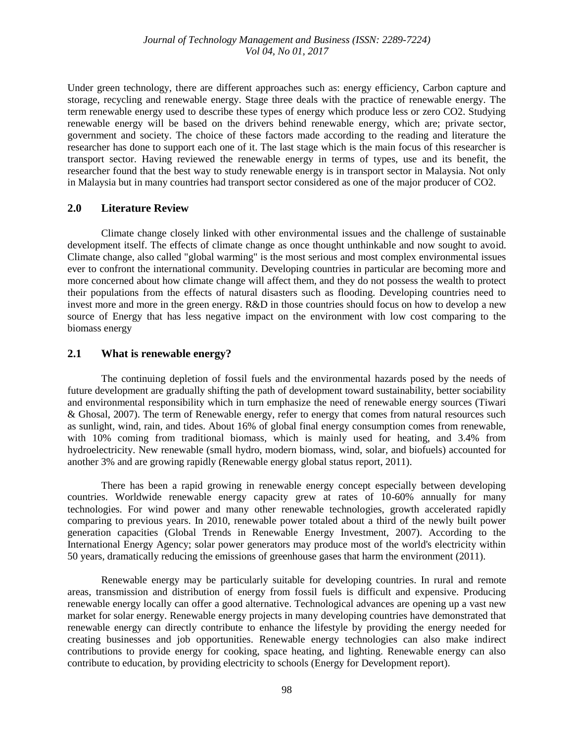Under green technology, there are different approaches such as: energy efficiency, Carbon capture and storage, recycling and renewable energy. Stage three deals with the practice of renewable energy. The term renewable energy used to describe these types of energy which produce less or zero $CO_2$. Studying renewable energy will be based on the drivers behind renewable energy, which are; private sector, government and society. The choice of these factors made according to the reading and literature the researcher has done to support each one of it. The last stage which is the main focus of this researcher is transport sector. Having reviewed the renewable energy in terms of types, use and its benefit, the researcher found that the best way to study renewable energy is in transport sector in Malaysia. Not only in Malaysia but in many countries had transport sector considered as one of the major producer of $CO_2$.

## 2.0 Literature Review

Climate change closely linked with other environmental issues and the challenge of sustainable development itself. The effects of climate change as once thought unthinkable and now sought to avoid. Climate change, also called "global warming" is the most serious and most complex environmental issues ever to confront the international community. Developing countries in particular are becoming more and more concerned about how climate change will affect them, and they do not possess the wealth to protect their populations from the effects of natural disasters such as flooding. Developing countries need to invest more and more in the green energy. R&D in those countries should focus on how to develop a new source of Energy that has less negative impact on the environment with low cost comparing to the biomass energy

### 2.1 What is renewable energy?

The continuing depletion of fossil fuels and the environmental hazards posed by the needs of future development are gradually shifting the path of development toward sustainability, better sociability and environmental responsibility which in turn emphasize the need of renewable energy sources (Tiwari & Ghosal, 2007). The term of Renewable energy, refer to energy that comes from natural resources such as sunlight, wind, rain, and tides. About 16% of global final energy consumption comes from renewable, with 10% coming from traditional biomass, which is mainly used for heating, and 3.4% from hydroelectricity. New renewable (small hydro, modern biomass, wind, solar, and biofuels) accounted for another 3% and are growing rapidly (Renewable energy global status report, 2011).

There has been a rapid growing in renewable energy concept especially between developing countries. Worldwide renewable energy capacity grew at rates of 10-60% annually for many technologies. For wind power and many other renewable technologies, growth accelerated rapidly comparing to previous years. In 2010, renewable power totaled about a third of the newly built power generation capacities (Global Trends in Renewable Energy Investment, 2007). According to the International Energy Agency; solar power generators may produce most of the world's electricity within 50 years, dramatically reducing the emissions of greenhouse gases that harm the environment (2011).

Renewable energy may be particularly suitable for developing countries. In rural and remote areas, transmission and distribution of energy from fossil fuels is difficult and expensive. Producing renewable energy locally can offer a good alternative. Technological advances are opening up a vast new market for solar energy. Renewable energy projects in many developing countries have demonstrated that renewable energy can directly contribute to enhance the lifestyle by providing the energy needed for creating businesses and job opportunities. Renewable energy technologies can also make indirect contributions to provide energy for cooking, space heating, and lighting. Renewable energy can also contribute to education, by providing electricity to schools (Energy for Development report).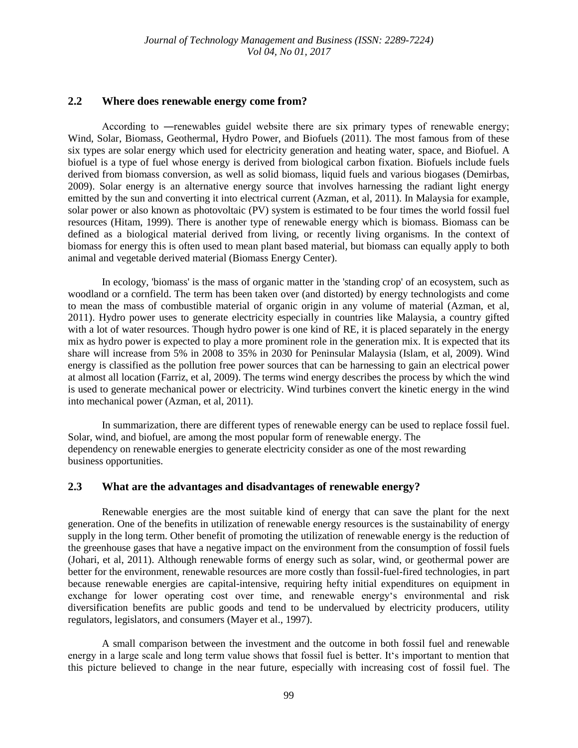## 2.2 Where does renewable energy come from?

According to ―renewables guide‖ website there are six primary types of renewable energy; Wind, Solar, Biomass, Geothermal, Hydro Power, and Biofuels (2011). The most famous from of these six types are solar energy which used for electricity generation and heating water, space, and Biofuel. A biofuel is a type of fuel whose energy is derived from biological carbon fixation. Biofuels include fuels derived from biomass conversion, as well as solid biomass, liquid fuels and various biogases (Demirbas, 2009). Solar energy is an alternative energy source that involves harnessing the radiant light energy emitted by the sun and converting it into electrical current (Azman, et al, 2011). In Malaysia for example, solar power or also known as photovoltaic (PV) system is estimated to be four times the world fossil fuel resources (Hitam, 1999). There is another type of renewable energy which is biomass. Biomass can be defined as a biological material derived from living, or recently living organisms. In the context of biomass for energy this is often used to mean plant based material, but biomass can equally apply to both animal and vegetable derived material (Biomass Energy Center).

In ecology, 'biomass' is the mass of organic matter in the 'standing crop' of an ecosystem, such as woodland or a cornfield. The term has been taken over (and distorted) by energy technologists and come to mean the mass of combustible material of organic origin in any volume of material (Azman, et al, 2011). Hydro power uses to generate electricity especially in countries like Malaysia, a country gifted with a lot of water resources. Though hydro power is one kind of RE, it is placed separately in the energy mix as hydro power is expected to play a more prominent role in the generation mix. It is expected that its share will increase from 5% in 2008 to 35% in 2030 for Peninsular Malaysia (Islam, et al, 2009). Wind energy is classified as the pollution free power sources that can be harnessing to gain an electrical power at almost all location (Farriz, et al, 2009). The terms wind energy describes the process by which the wind is used to generate mechanical power or electricity. Wind turbines convert the kinetic energy in the wind into mechanical power (Azman, et al, 2011).

In summarization, there are different types of renewable energy can be used to replace fossil fuel. Solar, wind, and biofuel, are among the most popular form of renewable energy. The dependency on renewable energies to generate electricity consider as one of the most rewarding business opportunities.

## 2.3 What are the advantages and disadvantages of renewable energy?

Renewable energies are the most suitable kind of energy that can save the plant for the next generation. One of the benefits in utilization of renewable energy resources is the sustainability of energy supply in the long term. Other benefit of promoting the utilization of renewable energy is the reduction of the greenhouse gases that have a negative impact on the environment from the consumption of fossil fuels (Johari, et al, 2011). Although renewable forms of energy such as solar, wind, or geothermal power are better for the environment, renewable resources are more costly than fossil-fuel-fired technologies, in part because renewable energies are capital-intensive, requiring hefty initial expenditures on equipment in exchange for lower operating cost over time, and renewable energy‘s environmental and risk diversification benefits are public goods and tend to be undervalued by electricity producers, utility regulators, legislators, and consumers (Mayer et al., 1997).

A small comparison between the investment and the outcome in both fossil fuel and renewable energy in a large scale and long term value shows that fossil fuel is better. It‘s important to mention that this picture believed to change in the near future, especially with increasing cost of fossil fuel. The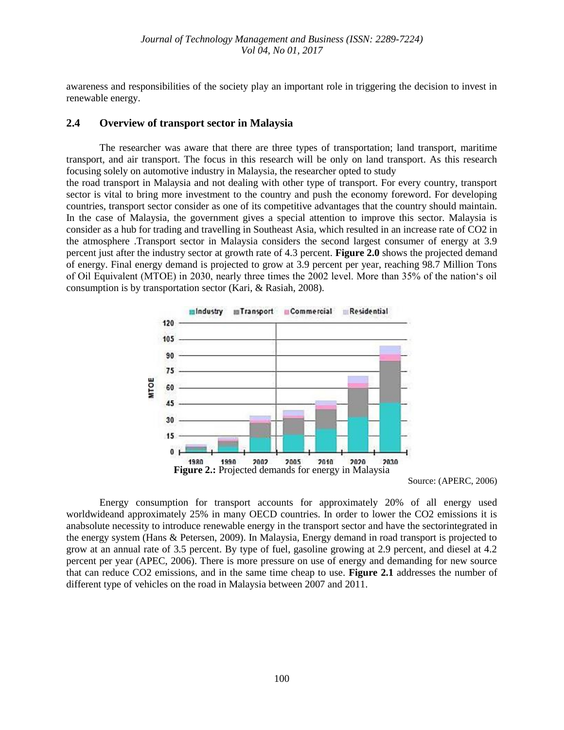awareness and responsibilities of the society play an important role in triggering the decision to invest in renewable energy.

## 2.4 Overview of transport sector in Malaysia

The researcher was aware that there are three types of transportation; land transport, maritime transport, and air transport. The focus in this research will be only on land transport. As this research focusing solely on automotive industry in Malaysia, the researcher opted to study the road transport in Malaysia and not dealing with other type of transport. For every country, transport sector is vital to bring more investment to the country and push the economy foreword. For developing countries, transport sector consider as one of its competitive advantages that the country should maintain. In the case of Malaysia, the government gives a special attention to improve this sector. Malaysia is consider as a hub for trading and travelling in Southeast Asia, which resulted in an increase rate of CO2 in the atmosphere .Transport sector in Malaysia considers the second largest consumer of energy at 3.9 percent just after the industry sector at growth rate of 4.3 percent. **Figure 2.0** shows the projected demand of energy. Final energy demand is projected to grow at 3.9 percent per year, reaching 98.7 Million Tons of Oil Equivalent (MTOE) in 2030, nearly three times the 2002 level. More than 35% of the nation's oil consumption is by transportation sector (Kari, & Rasiah, 2008).

**Figure 2.:** Projected demands for energy in Malaysia

Source: (APERC, 2006)

Energy consumption for transport accounts for approximately 20% of all energy used worldwideand approximately 25% in many OECD countries. In order to lower the CO2 emissions it is anabsolute necessity to introduce renewable energy in the transport sector and have the sectorintegrated in the energy system (Hans & Petersen, 2009). In Malaysia, Energy demand in road transport is projected to grow at an annual rate of 3.5 percent. By type of fuel, gasoline growing at 2.9 percent, and diesel at 4.2 percent per year (APEC, 2006). There is more pressure on use of energy and demanding for new source that can reduce CO2 emissions, and in the same time cheap to use. **Figure 2.1** addresses the number of different type of vehicles on the road in Malaysia between 2007 and 2011.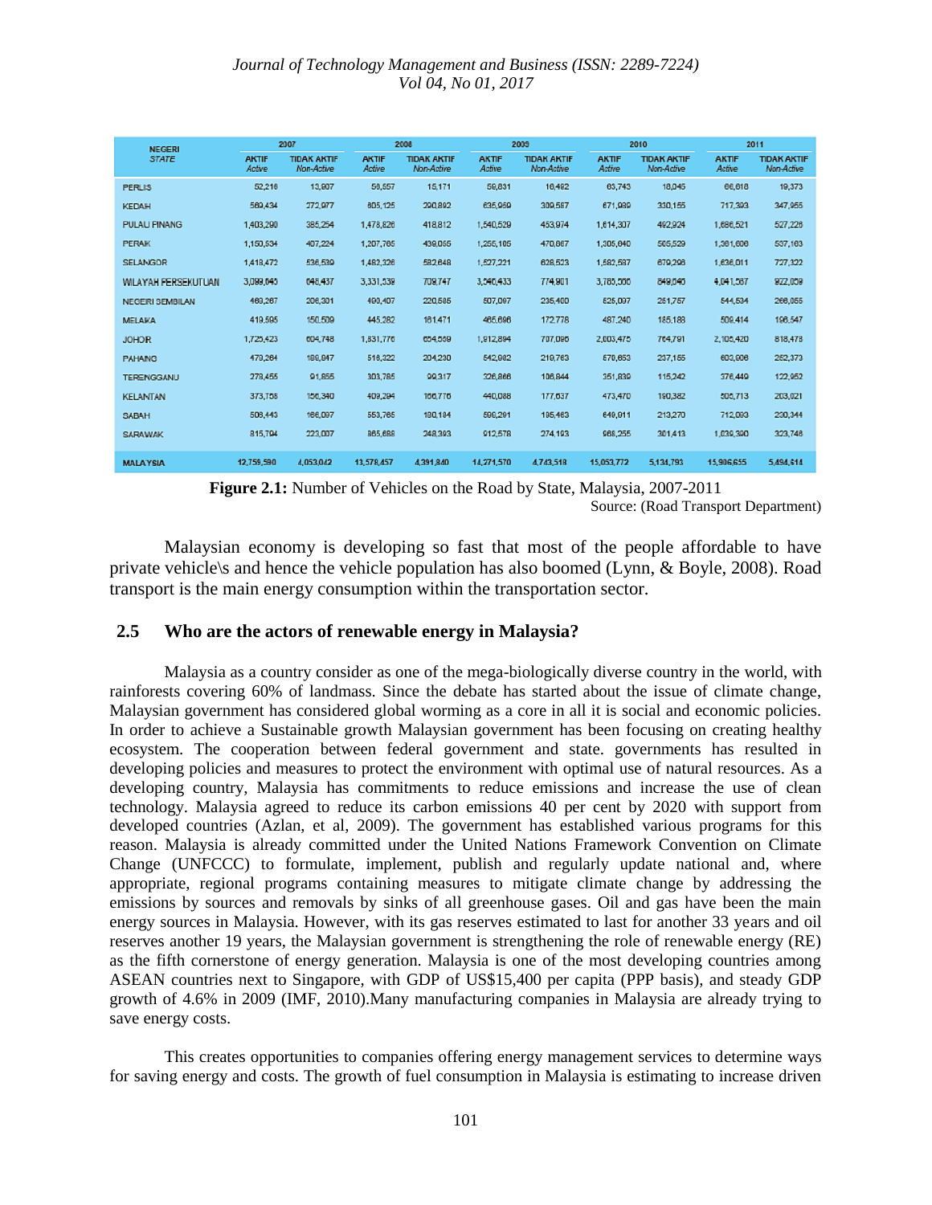| NEGERI STATE | 2007 | | 2008 | | 2009 | | 2010 | | 2011 | |
|---|---|---|---|---|---|---|---|---|---|---|
| | AKTIF Active | TIDAK AKTIF Non-Active | AKTIF Active | TIDAK AKTIF Non-Active | AKTIF Active | TIDAK AKTIF Non-Active | AKTIF Active | TIDAK AKTIF Non-Active | AKTIF Active | TIDAK AKTIF Non-Active |
| PERLIS | 52,216 | 13,907 | 58,557 | 15,171 | 56,831 | 16,482 | 63,743 | 18,045 | 66,618 | 19,373 |
| KEDAH | 560,434 | 272,977 | 605,125 | 290,892 | 635,969 | 309,587 | 671,989 | 330,155 | 717,393 | 347,955 |
| PULAU PINANG | 1,403,290 | 385,254 | 1,478,826 | 418,812 | 1,540,529 | 453,974 | 1,614,307 | 492,924 | 1,686,521 | 527,226 |
| PERAK | 1,150,634 | 407,224 | 1,207,765 | 439,066 | 1,256,105 | 470,867 | 1,305,840 | 505,529 | 1,361,606 | 537,163 |
| SELANGOR | 1,418,472 | 536,539 | 1,482,326 | 582,648 | 1,527,221 | 628,523 | 1,582,587 | 679,298 | 1,636,011 | 727,322 |
| WILAYAH PERSEKUTUAN | 3,099,040 | 648,437 | 3,331,539 | 708,747 | 3,540,433 | 774,901 | 3,765,300 | 849,040 | 4,041,567 | 922,059 |
| NEGERI SEMBILAN | 469,287 | 206,301 | 490,407 | 220,585 | 507,097 | 235,400 | 525,097 | 251,757 | 544,534 | 266,055 |
| MELAKA | 419,595 | 150,509 | 445,282 | 161,471 | 466,698 | 172,778 | 487,240 | 185,183 | 508,414 | 196,547 |
| JOHOR | 1,725,423 | 604,748 | 1,831,776 | 654,559 | 1,912,894 | 707,095 | 2,003,475 | 764,791 | 2,105,420 | 818,478 |
| PAHANG | 479,264 | 189,847 | 516,322 | 204,230 | 542,982 | 219,763 | 570,853 | 237,155 | 603,606 | 252,373 |
| TERENGGANU | 278,455 | 91,855 | 303,785 | 99,317 | 326,868 | 106,844 | 351,839 | 115,242 | 376,449 | 122,952 |
| KELANTAN | 373,758 | 156,340 | 409,294 | 166,776 | 440,088 | 177,637 | 473,470 | 190,382 | 505,713 | 203,021 |
| SABAH | 508,443 | 166,097 | 553,765 | 180,184 | 596,291 | 195,463 | 649,911 | 213,270 | 712,093 | 230,344 |
| SARAWAK | 815,794 | 223,007 | 865,688 | 248,393 | 912,578 | 274,193 | 968,255 | 301,413 | 1,039,390 | 323,748 |
| MALAYSIA | 12,759,590 | 4,053,042 | 13,578,457 | 4,391,840 | 14,271,570 | 4,743,518 | 15,053,772 | 5,134,793 | 15,906,655 | 5,494,614 |

**Figure 2.1:** Number of Vehicles on the Road by State, Malaysia, 2007-2011

Source: (Road Transport Department)

Malaysian economy is developing so fast that most of the people affordable to have private vehicle\s and hence the vehicle population has also boomed (Lynn, & Boyle, 2008). Road transport is the main energy consumption within the transportation sector.

## 2.5 Who are the actors of renewable energy in Malaysia?

Malaysia as a country consider as one of the mega-biologically diverse country in the world, with rainforests covering 60% of landmass. Since the debate has started about the issue of climate change, Malaysian government has considered global worming as a core in all it is social and economic policies. In order to achieve a Sustainable growth Malaysian government has been focusing on creating healthy ecosystem. The cooperation between federal government and state. governments has resulted in developing policies and measures to protect the environment with optimal use of natural resources. As a developing country, Malaysia has commitments to reduce emissions and increase the use of clean technology. Malaysia agreed to reduce its carbon emissions 40 per cent by 2020 with support from developed countries (Azlan, et al, 2009). The government has established various programs for this reason. Malaysia is already committed under the United Nations Framework Convention on Climate Change (UNFCCC) to formulate, implement, publish and regularly update national and, where appropriate, regional programs containing measures to mitigate climate change by addressing the emissions by sources and removals by sinks of all greenhouse gases. Oil and gas have been the main energy sources in Malaysia. However, with its gas reserves estimated to last for another 33 years and oil reserves another 19 years, the Malaysian government is strengthening the role of renewable energy (RE) as the fifth cornerstone of energy generation. Malaysia is one of the most developing countries among ASEAN countries next to Singapore, with GDP of US$15,400 per capita (PPP basis), and steady GDP growth of 4.6% in 2009 (IMF, 2010).Many manufacturing companies in Malaysia are already trying to save energy costs.

This creates opportunities to companies offering energy management services to determine ways for saving energy and costs. The growth of fuel consumption in Malaysia is estimating to increase driven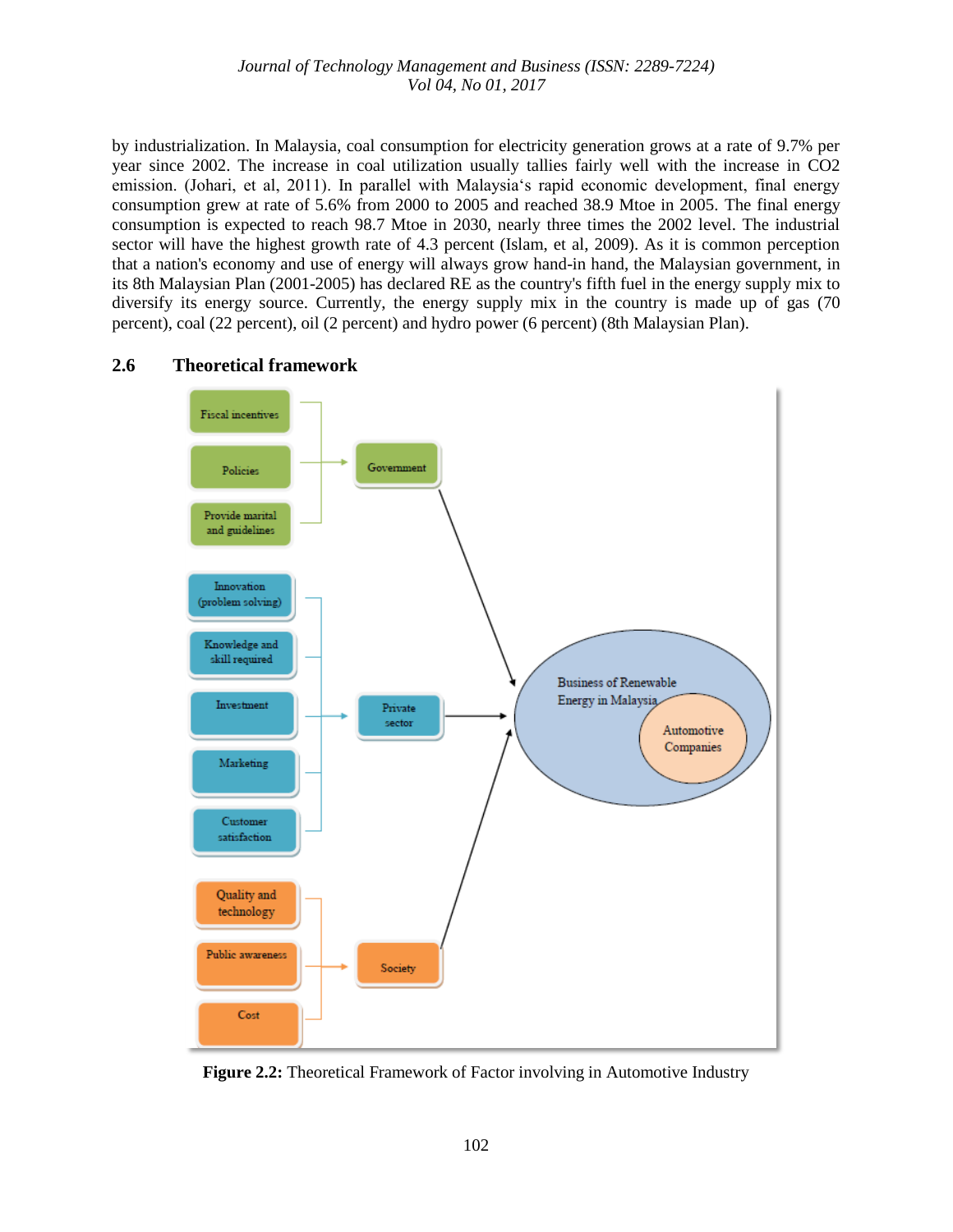by industrialization. In Malaysia, coal consumption for electricity generation grows at a rate of 9.7% per year since 2002. The increase in coal utilization usually tallies fairly well with the increase in $CO_2$ emission. (Johari, et al, 2011). In parallel with Malaysia's rapid economic development, final energy consumption grew at rate of 5.6% from 2000 to 2005 and reached 38.9 Mtoe in 2005. The final energy consumption is expected to reach 98.7 Mtoe in 2030, nearly three times the 2002 level. The industrial sector will have the highest growth rate of 4.3 percent (Islam, et al, 2009). As it is common perception that a nation's economy and use of energy will always grow hand-in hand, the Malaysian government, in its 8th Malaysian Plan (2001-2005) has declared RE as the country's fifth fuel in the energy supply mix to diversify its energy supply source. Currently, the energy supply mix in the country is made up of gas (70 percent), coal (22 percent), oil (2 percent) and hydro power (6 percent) (8th Malaysian Plan).

## 2.6 Theoretical framework

Fiscal incentives

Policies

Provide marital and guidelines

Government

Innovation (problem solving)

Knowledge and skill required

Investment

Marketing

Customer satisfaction

Private sector

Quality and technology

Public awareness

Cost

Society

Business of Renewable Energy in Malaysia

Automotive Companies

**Figure 2.2:** Theoretical Framework of Factor involving in Automotive Industry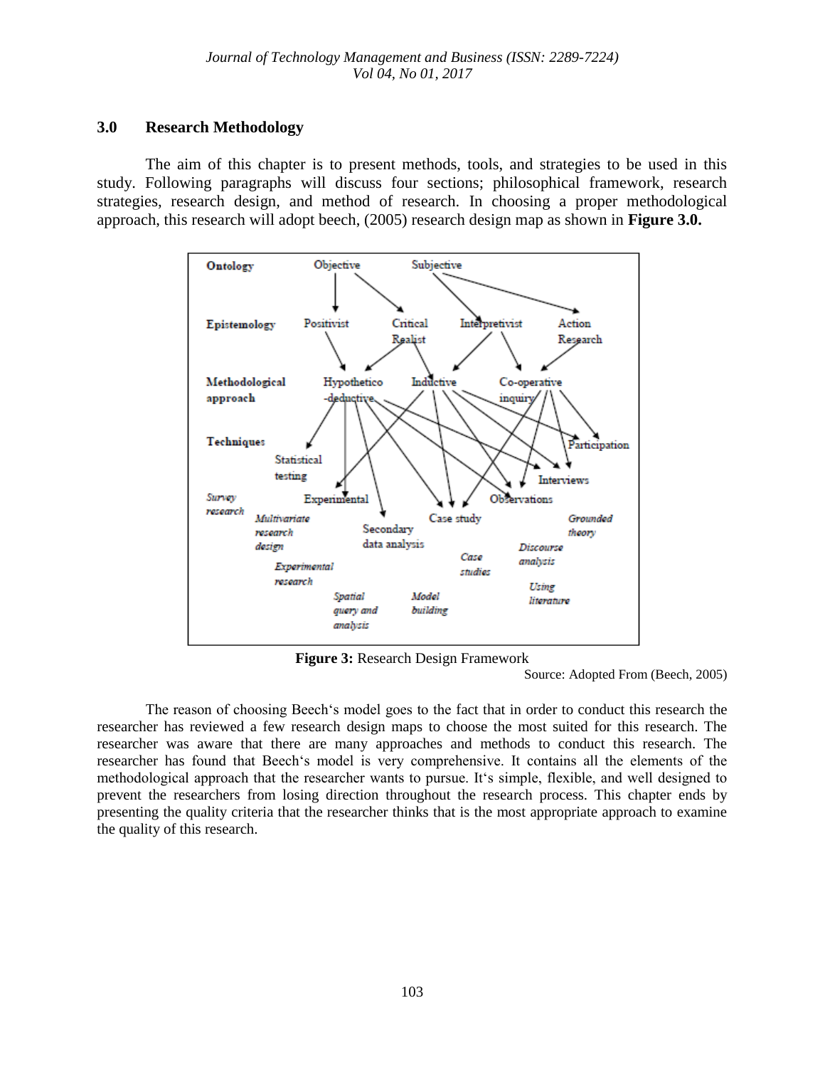## 3.0 Research Methodology

The aim of this chapter is to present methods, tools, and strategies to be used in this study. Following paragraphs will discuss four sections; philosophical framework, research strategies, research design, and method of research. In choosing a proper methodological approach, this research will adopt beech, (2005) research design map as shown in **Figure 3.0.**

**Figure 3:** Research Design Framework

Source: Adopted From (Beech, 2005)

The reason of choosing Beech's model goes to the fact that in order to conduct this research the researcher has reviewed a few research design maps to choose the most suited for this research. The researcher was aware that there are many approaches and methods to conduct this research. The researcher has found that Beech's model is very comprehensive. It contains all the elements of the methodological approach that the researcher wants to pursue. It's simple, flexible, and well designed to prevent the researchers from losing direction throughout the research process. This chapter ends by presenting the quality criteria that the researcher thinks that is the most appropriate approach to examine the quality of this research.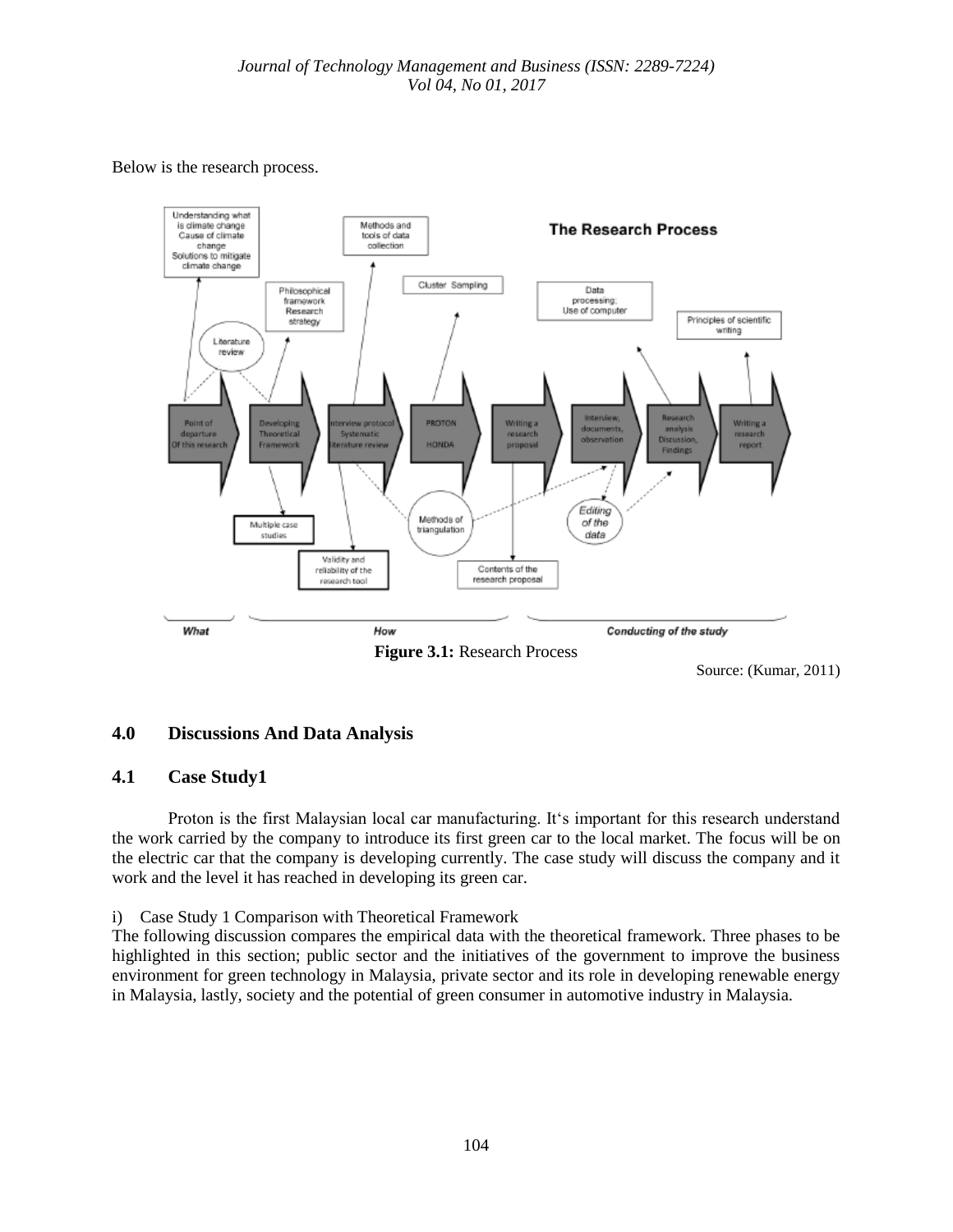Below is the research process.

Figure 3.1: Research Process

Source: (Kumar, 2011)

## 4.0 Discussions And Data Analysis

### 4.1 Case Study1

Proton is the first Malaysian local car manufacturing. It's important for this research understand the work carried by the company to introduce its first green car to the local market. The focus will be on the electric car that the company is developing currently. The case study will discuss the company and it work and the level it has reached in developing its green car.

i) Case Study 1 Comparison with Theoretical Framework

The following discussion compares the empirical data with the theoretical framework. Three phases to be highlighted in this section; public sector and the initiatives of the government to improve the business environment for green technology in Malaysia, private sector and its role in developing renewable energy in Malaysia, lastly, society and the potential of green consumer in automotive industry in Malaysia.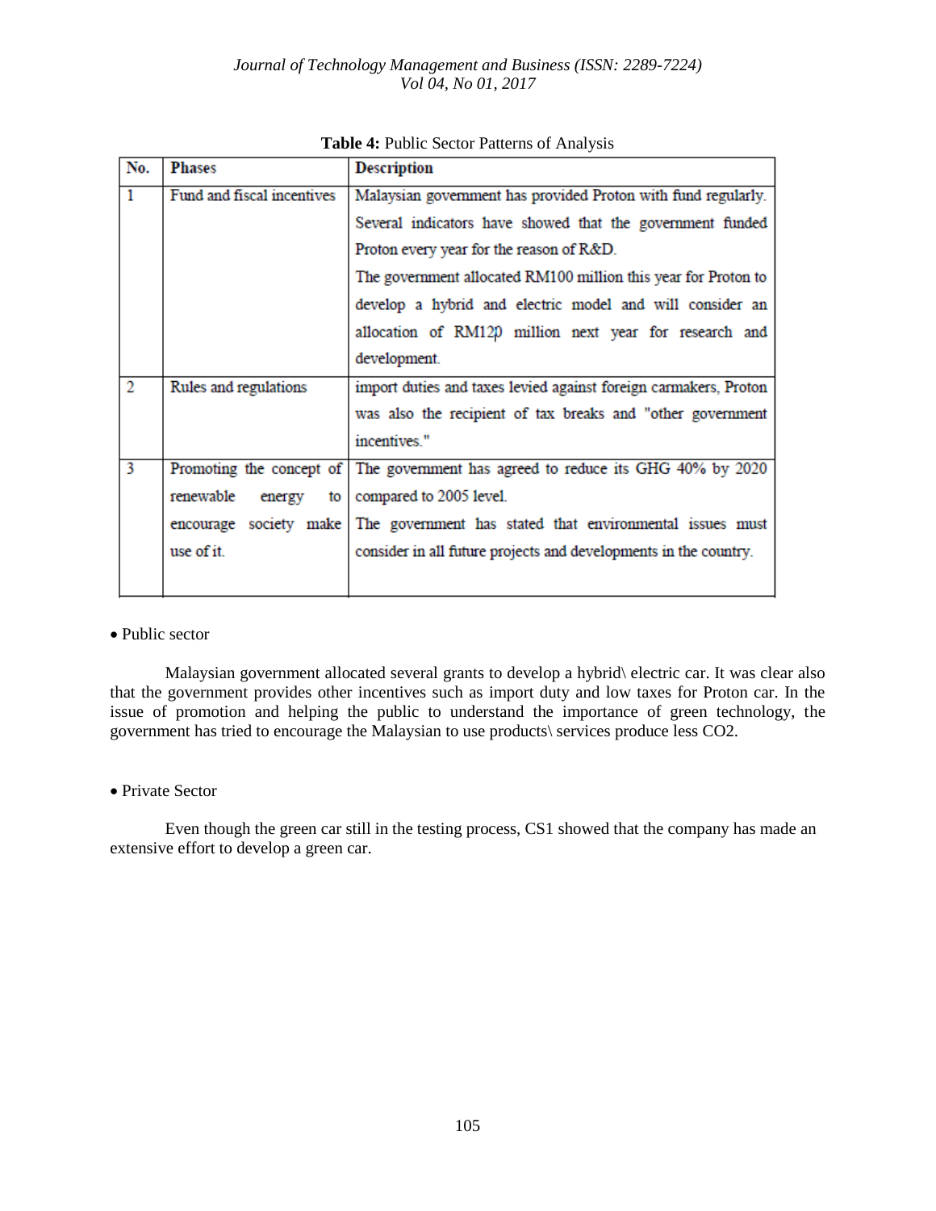**Table 4:** Public Sector Patterns of Analysis

| No. | Phases | Description |
|---|---|---|
| 1 | Fund and fiscal incentives | Malaysian government has provided Proton with fund regularly. Several indicators have showed that the government funded Proton every year for the reason of R&D. The government allocated RM100 million this year for Proton to develop a hybrid and electric model and will consider an allocation of RM120 million next year for research and development. |
| 2 | Rules and regulations | import duties and taxes levied against foreign carmakers, Proton was also the recipient of tax breaks and "other government incentives." |
| 3 | Promoting the concept of renewable energy to encourage society make use of it. | The government has agreed to reduce its GHG 40% by 2020 compared to 2005 level. The government has stated that environmental issues must consider in all future projects and developments in the country. |

- Public sector

Malaysian government allocated several grants to develop a hybrid\ electric car. It was clear also that the government provides other incentives such as import duty and low taxes for Proton car. In the issue of promotion and helping the public to understand the importance of green technology, the government has tried to encourage the Malaysian to use products\ services produce less $CO_2$.

- Private Sector

Even though the green car still in the testing process, CS1 showed that the company has made an extensive effort to develop a green car.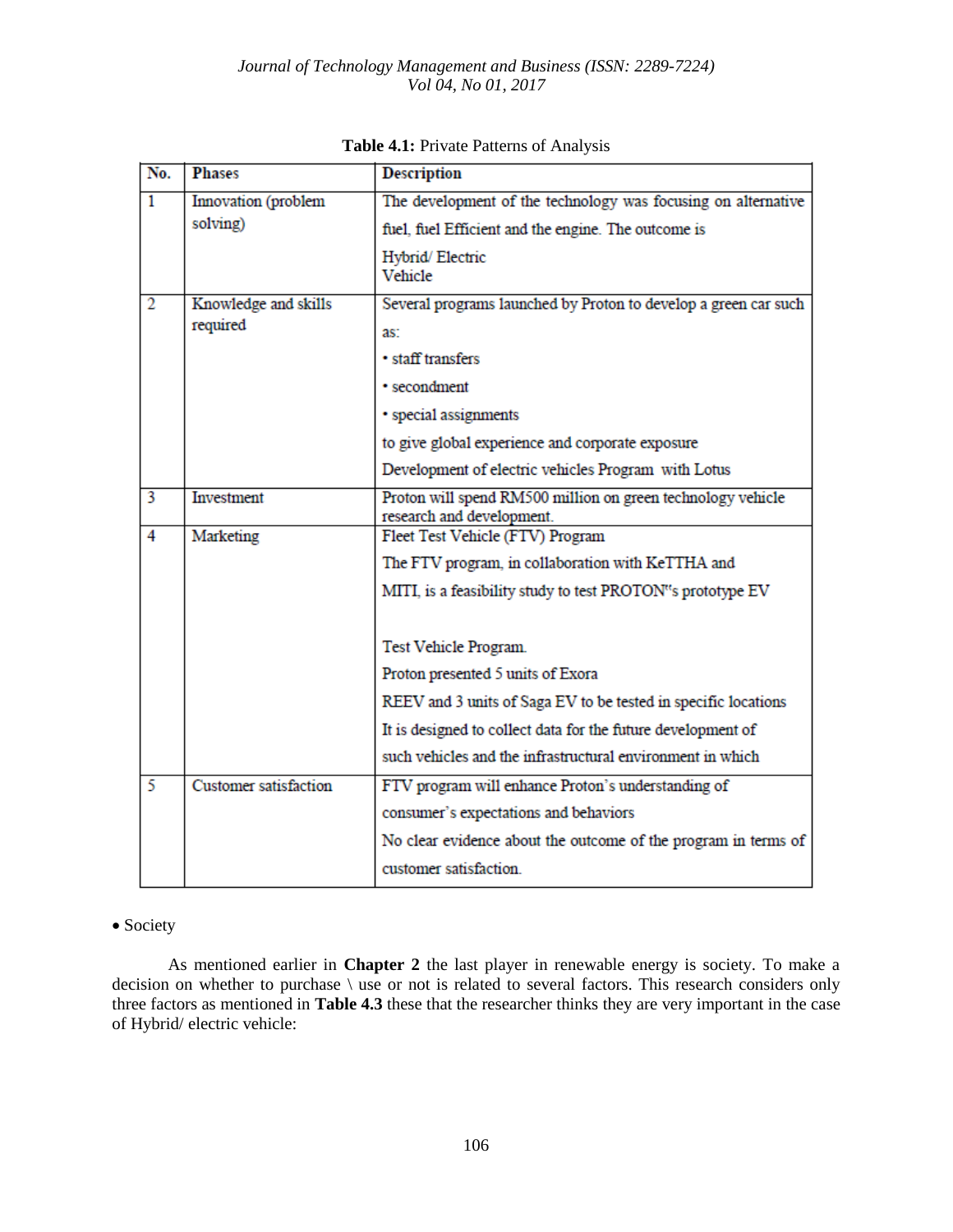**Table 4.1:** Private Patterns of Analysis

| No. | Phases | Description |
|---|---|---|
| 1 | Innovation (problem solving) | The development of the technology was focusing on alternative fuel, fuel Efficient and the engine. The outcome is Hybrid/ Electric Vehicle |
| 2 | Knowledge and skills required | Several programs launched by Proton to develop a green car such as: • staff transfers • secondment • special assignments to give global experience and corporate exposure Development of electric vehicles Program with Lotus |
| 3 | Investment | Proton will spend RM500 million on green technology vehicle research and development. |
| 4 | Marketing | Fleet Test Vehicle (FTV) Program The FTV program, in collaboration with KeTTHA and MITI, is a feasibility study to test PROTON"s prototype EV Test Vehicle Program. Proton presented 5 units of Exora REEV and 3 units of Saga EV to be tested in specific locations It is designed to collect data for the future development of such vehicles and the infrastructural environment in which |
| 5 | Customer satisfaction | FTV program will enhance Proton's understanding of consumer's expectations and behaviors No clear evidence about the outcome of the program in terms of customer satisfaction. |

- Society

As mentioned earlier in **Chapter 2** the last player in renewable energy is society. To make a decision on whether to purchase \ use or not is related to several factors. This research considers only three factors as mentioned in **Table 4.3** these that the researcher thinks they are very important in the case of Hybrid/ electric vehicle: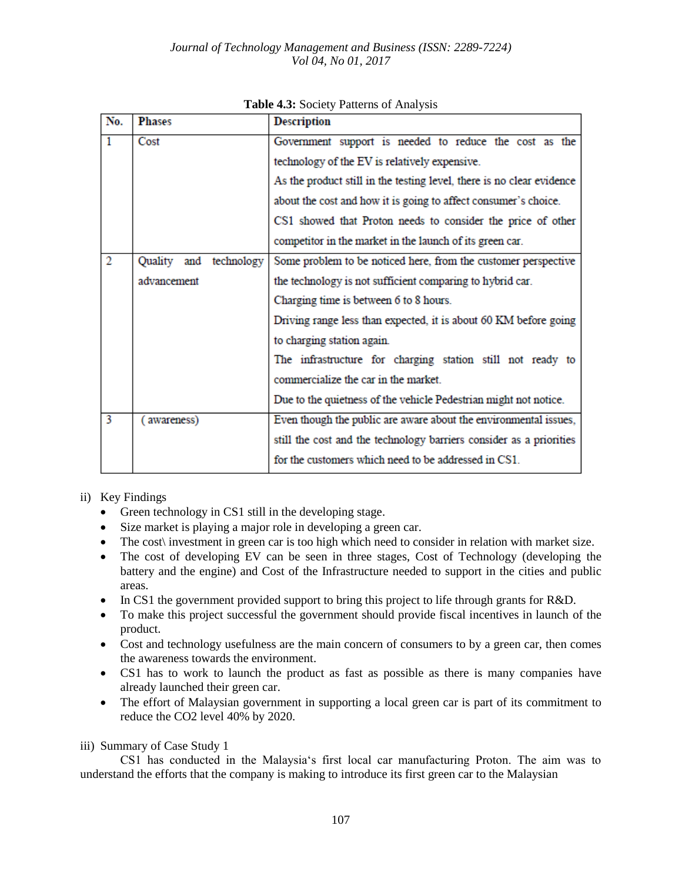**Table 4.3:** Society Patterns of Analysis

| No. | Phases | Description |
|---|---|---|
| 1 | Cost | Government support is needed to reduce the cost as the technology of the EV is relatively expensive. As the product still in the testing level, there is no clear evidence about the cost and how it is going to affect consumer's choice. CS1 showed that Proton needs to consider the price of other competitor in the market in the launch of its green car. |
| 2 | Quality and technology advancement | Some problem to be noticed here, from the customer perspective the technology is not sufficient comparing to hybrid car. Charging time is between 6 to 8 hours. Driving range less than expected, it is about 60 KM before going to charging station again. The infrastructure for charging station still not ready to commercialize the car in the market. Due to the quietness of the vehicle Pedestrian might not notice. |
| 3 | ( awareness) | Even though the public are aware about the environmental issues, still the cost and the technology barriers consider as a priorities for the customers which need to be addressed in CS1. |

ii) Key Findings

- Green technology in CS1 still in the developing stage.
- Size market is playing a major role in developing a green car.
- The cost\ investment in green car is too high which need to consider in relation with market size.
- The cost of developing EV can be seen in three stages, Cost of Technology (developing the battery and the engine) and Cost of the Infrastructure needed to support in the cities and public areas.
- In CS1 the government provided support to bring this project to life through grants for R&D.
- To make this project successful the government should provide fiscal incentives in launch of the product.
- Cost and technology usefulness are the main concern of consumers to by a green car, then comes the awareness towards the environment.
- CS1 has to work to launch the product as fast as possible as there is many companies have already launched their green car.
- The effort of Malaysian government in supporting a local green car is part of its commitment to reduce the CO2 level 40% by 2020.

iii) Summary of Case Study 1

CS1 has conducted in the Malaysia's first local car manufacturing Proton. The aim was to understand the efforts that the company is making to introduce its first green car to the Malaysian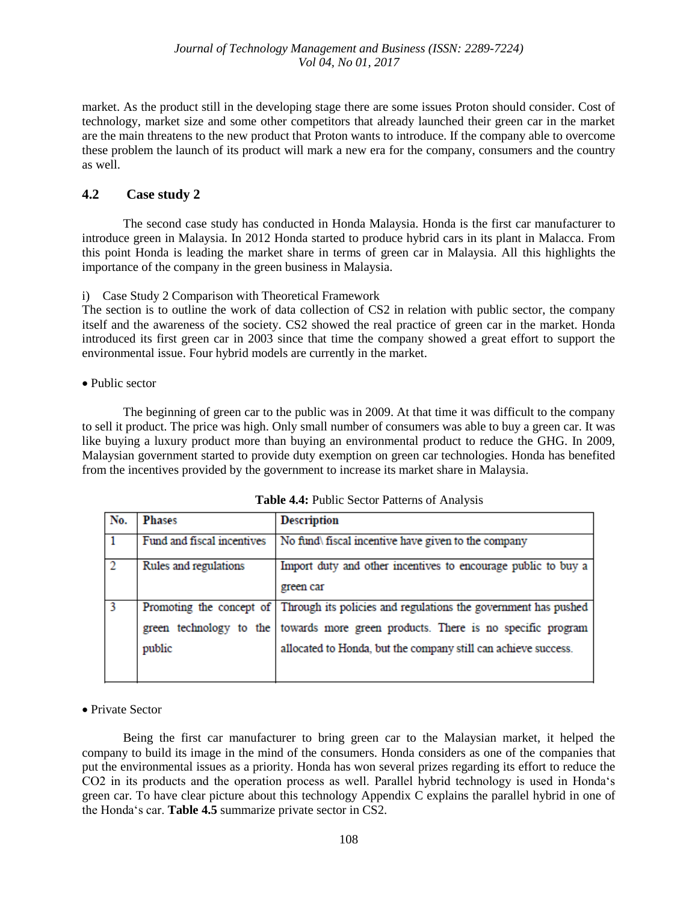market. As the product still in the developing stage there are some issues Proton should consider. Cost of technology, market size and some other competitors that already launched their green car in the market are the main threatens to the new product that Proton wants to introduce. If the company able to overcome these problem the launch of its product will mark a new era for the company, consumers and the country as well.

## 4.2 Case study 2

The second case study has conducted in Honda Malaysia. Honda is the first car manufacturer to introduce green in Malaysia. In 2012 Honda started to produce hybrid cars in its plant in Malacca. From this point Honda is leading the market share in terms of green car in Malaysia. All this highlights the importance of the company in the green business in Malaysia.

i) Case Study 2 Comparison with Theoretical Framework

The section is to outline the work of data collection of CS2 in relation with public sector, the company itself and the awareness of the society. CS2 showed the real practice of green car in the market. Honda introduced its first green car in 2003 since that time the company showed a great effort to support the environmental issue. Four hybrid models are currently in the market.

- Public sector

The beginning of green car to the public was in 2009. At that time it was difficult to the company to sell it product. The price was high. Only small number of consumers was able to buy a green car. It was like buying a luxury product more than buying an environmental product to reduce the GHG. In 2009, Malaysian government started to provide duty exemption on green car technologies. Honda has benefited from the incentives provided by the government to increase its market share in Malaysia.

**Table 4.4:** Public Sector Patterns of Analysis

| No. | Phases | Description |
| --- | --- | --- |
| 1 | Fund and fiscal incentives | No fund\ fiscal incentive have given to the company |
| 2 | Rules and regulations | Import duty and other incentives to encourage public to buy a green car |
| 3 | Promoting the concept of green technology to the public | Through its policies and regulations the government has pushed towards more green products. There is no specific program allocated to Honda, but the company still can achieve success. |

- Private Sector

Being the first car manufacturer to bring green car to the Malaysian market, it helped the company to build its image in the mind of the consumers. Honda considers as one of the companies that put the environmental issues as a priority. Honda has won several prizes regarding its effort to reduce the $CO_2$ in its products and the operation process as well. Parallel hybrid technology is used in Honda's green car. To have clear picture about this technology Appendix C explains the parallel hybrid in one of the Honda's car. **Table 4.5** summarize private sector in CS2.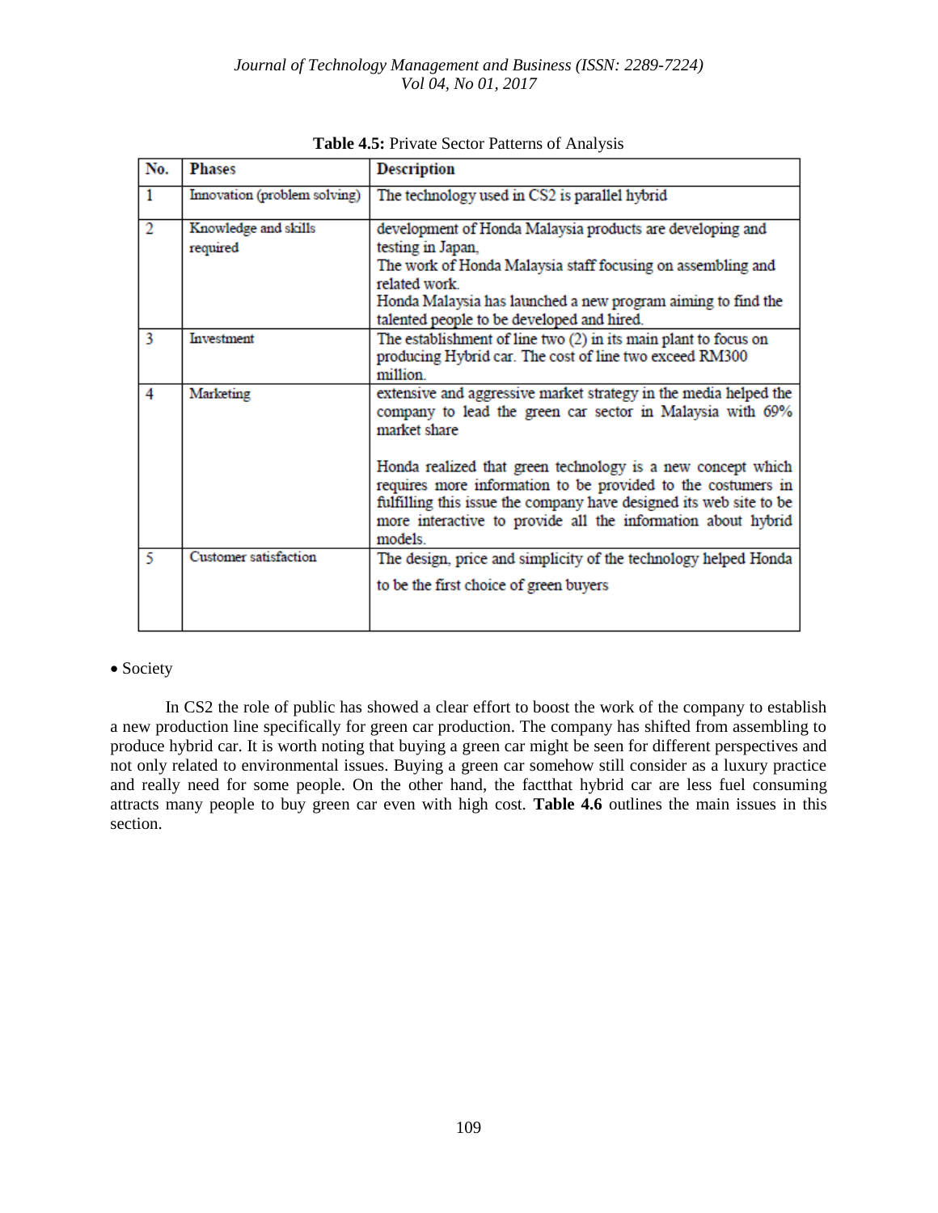**Table 4.5:** Private Sector Patterns of Analysis

| No. | Phases | Description |
|---|---|---|
| 1 | Innovation (problem solving) | The technology used in CS2 is parallel hybrid |
| 2 | Knowledge and skills required | development of Honda Malaysia products are developing and testing in Japan, The work of Honda Malaysia staff focusing on assembling and related work. Honda Malaysia has launched a new program aiming to find the talented people to be developed and hired. |
| 3 | Investment | The establishment of line two (2) in its main plant to focus on producing Hybrid car. The cost of line two exceed RM300 million. |
| 4 | Marketing | extensive and aggressive market strategy in the media helped the company to lead the green car sector in Malaysia with 69% market share<br><br>Honda realized that green technology is a new concept which requires more information to be provided to the costumers in fulfilling this issue the company have designed its web site to be more interactive to provide all the information about hybrid models. |
| 5 | Customer satisfaction | The design, price and simplicity of the technology helped Honda to be the first choice of green buyers |

- Society

In CS2 the role of public has showed a clear effort to boost the work of the company to establish a new production line specifically for green car production. The company has shifted from assembling to produce hybrid car. It is worth noting that buying a green car might be seen for different perspectives and not only related to environmental issues. Buying a green car somehow still consider as a luxury practice and really need for some people. On the other hand, the factthat hybrid car are less fuel consuming attracts many people to buy green car even with high cost. **Table 4.6** outlines the main issues in this section.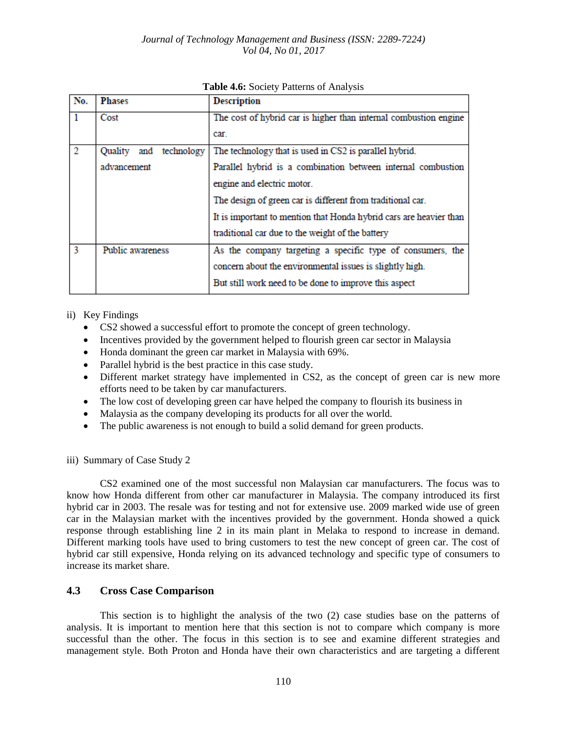**Table 4.6:** Society Patterns of Analysis

| No. | Phases | Description |
|---|---|---|
| 1 | Cost | The cost of hybrid car is higher than internal combustion engine car. |
| 2 | Quality and technology advancement | The technology that is used in CS2 is parallel hybrid. Parallel hybrid is a combination between internal combustion engine and electric motor. The design of green car is different from traditional car. It is important to mention that Honda hybrid cars are heavier than traditional car due to the weight of the battery |
| 3 | Public awareness | As the company targeting a specific type of consumers, the concern about the environmental issues is slightly high. But still work need to be done to improve this aspect |

ii) Key Findings

- CS2 showed a successful effort to promote the concept of green technology.
- Incentives provided by the government helped to flourish green car sector in Malaysia
- Honda dominant the green car market in Malaysia with 69%.
- Parallel hybrid is the best practice in this case study.
- Different market strategy have implemented in CS2, as the concept of green car is new more efforts need to be taken by car manufacturers.
- The low cost of developing green car have helped the company to flourish its business in
- Malaysia as the company developing its products for all over the world.
- The public awareness is not enough to build a solid demand for green products.

iii) Summary of Case Study 2

CS2 examined one of the most successful non Malaysian car manufacturers. The focus was to know how Honda different from other car manufacturer in Malaysia. The company introduced its first hybrid car in 2003. The resale was for testing and not for extensive use. 2009 marked wide use of green car in the Malaysian market with the incentives provided by the government. Honda showed a quick response through establishing line 2 in its main plant in Melaka to respond to increase in demand. Different marking tools have used to bring customers to test the new concept of green car. The cost of hybrid car still expensive, Honda relying on its advanced technology and specific type of consumers to increase its market share.

## 4.3 Cross Case Comparison

This section is to highlight the analysis of the two (2) case studies base on the patterns of analysis. It is important to mention here that this section is not to compare which company is more successful than the other. The focus in this section is to see and examine different strategies and management style. Both Proton and Honda have their own characteristics and are targeting a different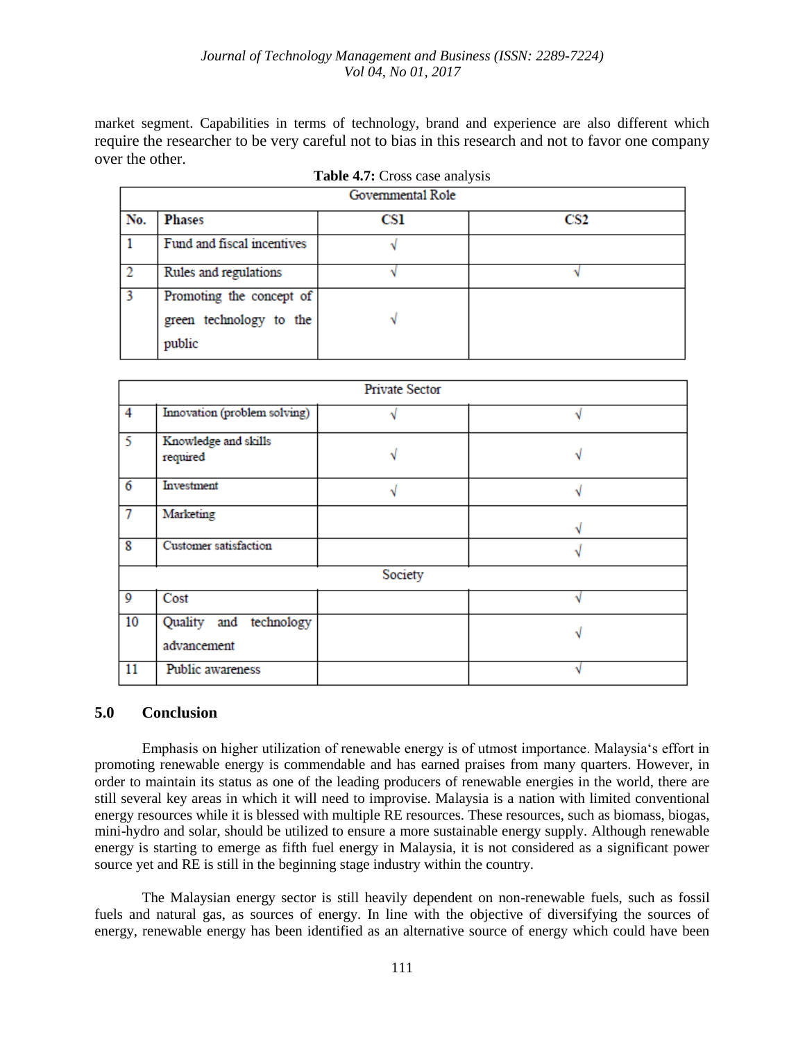market segment. Capabilities in terms of technology, brand and experience are also different which require the researcher to be very careful not to bias in this research and not to favor one company over the other.

**Table 4.7:** Cross case analysis

| Governmental Role | | | |
|---|---|---|---|
| **No.** | **Phases** | **CS1** | **CS2** |
| 1 | Fund and fiscal incentives | √ | |
| 2 | Rules and regulations | √ | √ |
| 3 | Promoting the concept of green technology to the public | √ | |
| **Private Sector** | | | |
| 4 | Innovation (problem solving) | √ | √ |
| 5 | Knowledge and skills required | √ | √ |
| 6 | Investment | √ | √ |
| 7 | Marketing | | √ |
| 8 | Customer satisfaction | | √ |
| **Society** | | | |
| 9 | Cost | | √ |
| 10 | Quality and technology advancement | | √ |
| 11 | Public awareness | | √ |

## 5.0 Conclusion

Emphasis on higher utilization of renewable energy is of utmost importance. Malaysia's effort in promoting renewable energy is commendable and has earned praises from many quarters. However, in order to maintain its status as one of the leading producers of renewable energies in the world, there are still several key areas in which it will need to improvise. Malaysia is a nation with limited conventional energy resources while it is blessed with multiple RE resources. These resources, such as biomass, biogas, mini-hydro and solar, should be utilized to ensure a more sustainable energy supply. Although renewable energy is starting to emerge as fifth fuel energy in Malaysia, it is not considered as a significant power source yet and RE is still in the beginning stage industry within the country.

The Malaysian energy sector is still heavily dependent on non-renewable fuels, such as fossil fuels and natural gas, as sources of energy. In line with the objective of diversifying the sources of energy, renewable energy has been identified as an alternative source of energy which could have been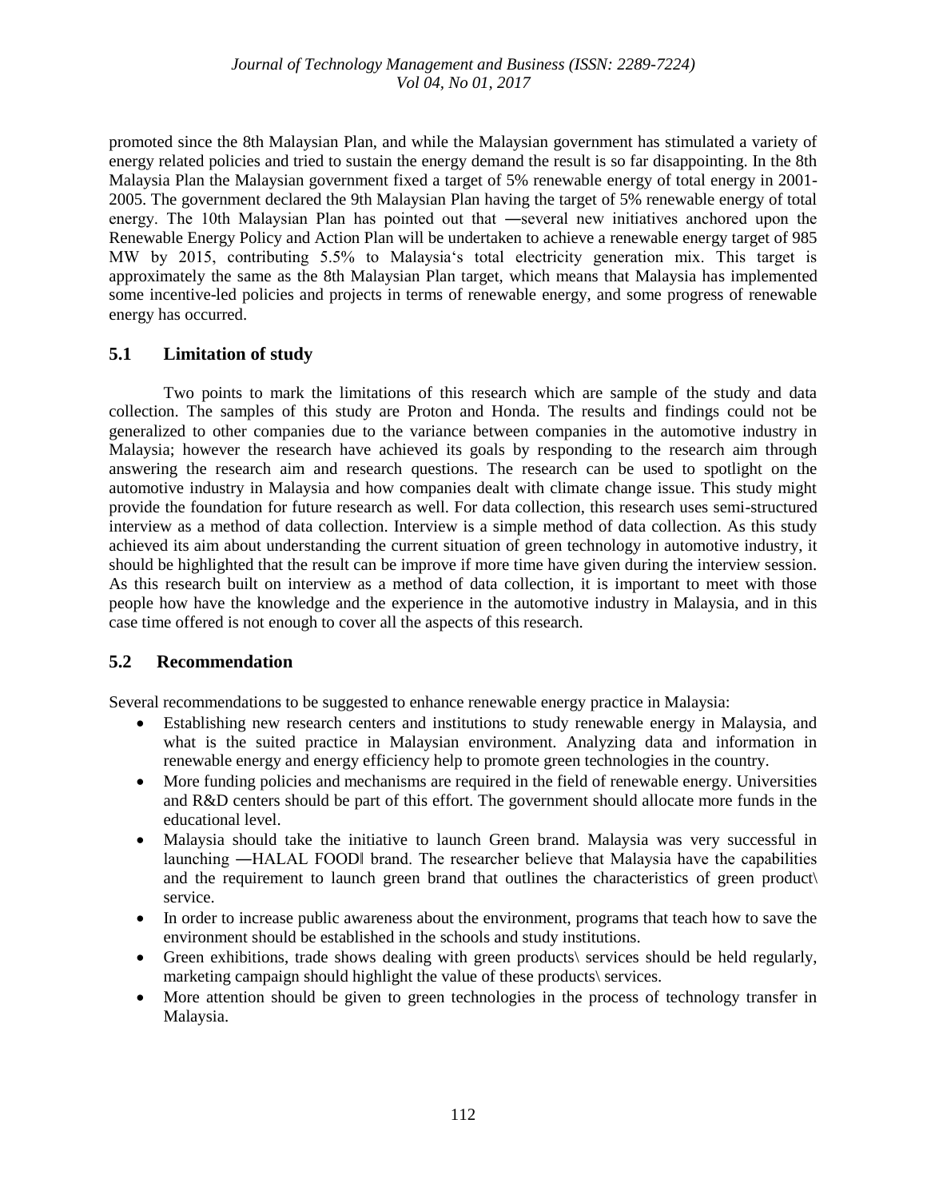promoted since the 8th Malaysian Plan, and while the Malaysian government has stimulated a variety of energy related policies and tried to sustain the energy demand the result is so far disappointing. In the 8th Malaysia Plan the Malaysian government fixed a target of 5% renewable energy of total energy in 2001-2005. The government declared the 9th Malaysian Plan having the target of 5% renewable energy of total energy. The 10th Malaysian Plan has pointed out that ―several new initiatives anchored upon the Renewable Energy Policy and Action Plan will be undertaken to achieve a renewable energy target of 985 MW by 2015, contributing 5.5% to Malaysia‘s total electricity generation mix. This target is approximately the same as the 8th Malaysian Plan target, which means that Malaysia has implemented some incentive-led policies and projects in terms of renewable energy, and some progress of renewable energy has occurred.

## 5.1 Limitation of study

Two points to mark the limitations of this research which are sample of the study and data collection. The samples of this study are Proton and Honda. The results and findings could not be generalized to other companies due to the variance between companies in the automotive industry in Malaysia; however the research have achieved its goals by responding to the research aim through answering the research aim and research questions. The research can be used to spotlight on the automotive industry in Malaysia and how companies dealt with climate change issue. This study might provide the foundation for future research as well. For data collection, this research uses semi-structured interview as a method of data collection. Interview is a simple method of data collection. As this study achieved its aim about understanding the current situation of green technology in automotive industry, it should be highlighted that the result can be improve if more time have given during the interview session. As this research built on interview as a method of data collection, it is important to meet with those people how have the knowledge and the experience in the automotive industry in Malaysia, and in this case time offered is not enough to cover all the aspects of this research.

## 5.2 Recommendation

Several recommendations to be suggested to enhance renewable energy practice in Malaysia:

- Establishing new research centers and institutions to study renewable energy in Malaysia, and what is the suited practice in Malaysian environment. Analyzing data and information in renewable energy and energy efficiency help to promote green technologies in the country.
- More funding policies and mechanisms are required in the field of renewable energy. Universities and R&D centers should be part of this effort. The government should allocate more funds in the educational level.
- Malaysia should take the initiative to launch Green brand. Malaysia was very successful in launching ―HALAL FOOD‖ brand. The researcher believe that Malaysia have the capabilities and the requirement to launch green brand that outlines the characteristics of green product\ service.
- In order to increase public awareness about the environment, programs that teach how to save the environment should be established in the schools and study institutions.
- Green exhibitions, trade shows dealing with green products\ services should be held regularly, marketing campaign should highlight the value of these products\ services.
- More attention should be given to green technologies in the process of technology transfer in Malaysia.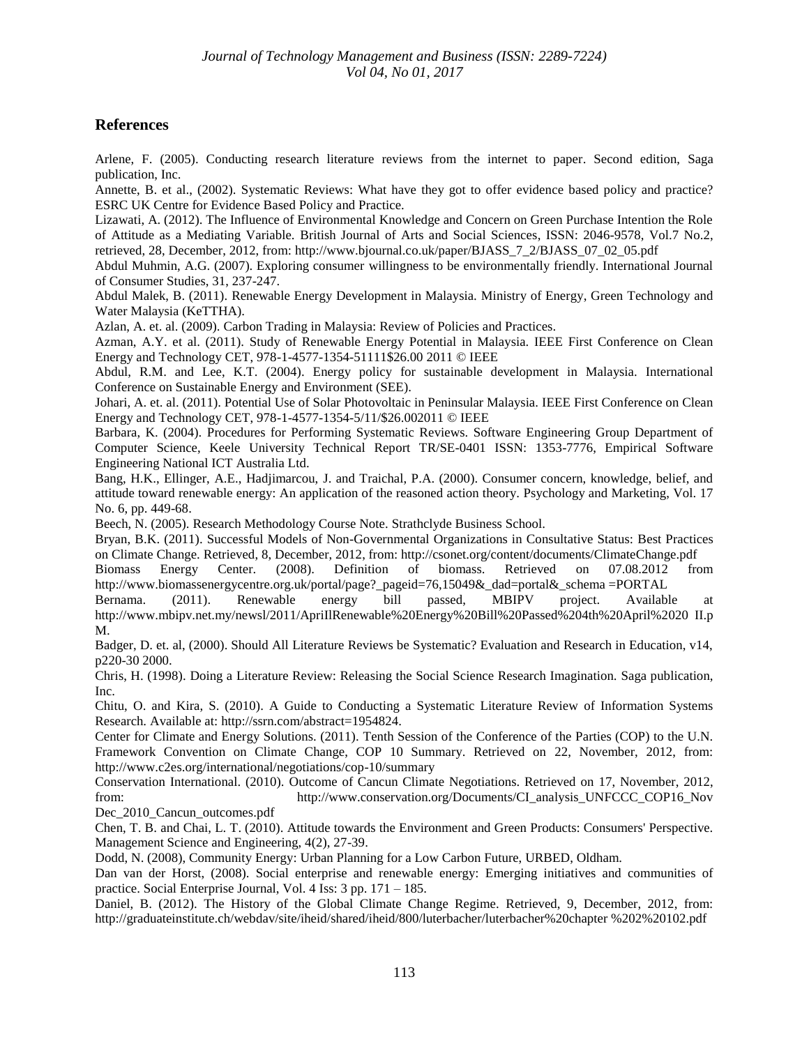## References

Arlene, F. (2005). Conducting research literature reviews from the internet to paper. Second edition, Saga publication, Inc.

Annette, B. et al., (2002). Systematic Reviews: What have they got to offer evidence based policy and practice? ESRC UK Centre for Evidence Based Policy and Practice.

Lizawati, A. (2012). The Influence of Environmental Knowledge and Concern on Green Purchase Intention the Role of Attitude as a Mediating Variable. British Journal of Arts and Social Sciences, ISSN: 2046-9578, Vol.7 No.2, retrieved, 28, December, 2012, from: http://www.bjournal.co.uk/paper/BJASS_7_2/BJASS_07_02_05.pdf

Abdul Muhmin, A.G. (2007). Exploring consumer willingness to be environmentally friendly. International Journal of Consumer Studies, 31, 237-247.

Abdul Malek, B. (2011). Renewable Energy Development in Malaysia. Ministry of Energy, Green Technology and Water Malaysia (KeTTHA).

Azlan, A. et. al. (2009). Carbon Trading in Malaysia: Review of Policies and Practices.

Azman, A.Y. et al. (2011). Study of Renewable Energy Potential in Malaysia. IEEE First Conference on Clean Energy and Technology CET, 978-1-4577-1354-51111$26.00 2011 © IEEE

Abdul, R.M. and Lee, K.T. (2004). Energy policy for sustainable development in Malaysia. International Conference on Sustainable Energy and Environment (SEE).

Johari, A. et. al. (2011). Potential Use of Solar Photovoltaic in Peninsular Malaysia. IEEE First Conference on Clean Energy and Technology CET, 978-1-4577-1354-5/11/$26.002011 © IEEE

Barbara, K. (2004). Procedures for Performing Systematic Reviews. Software Engineering Group Department of Computer Science, Keele University Technical Report TR/SE-0401 ISSN: 1353-7776, Empirical Software Engineering National ICT Australia Ltd.

Bang, H.K., Ellinger, A.E., Hadjimarcou, J. and Traichal, P.A. (2000). Consumer concern, knowledge, belief, and attitude toward renewable energy: An application of the reasoned action theory. Psychology and Marketing, Vol. 17 No. 6, pp. 449-68.

Beech, N. (2005). Research Methodology Course Note. Strathclyde Business School.

Bryan, B.K. (2011). Successful Models of Non-Governmental Organizations in Consultative Status: Best Practices on Climate Change. Retrieved, 8, December, 2012, from: http://csonet.org/content/documents/ClimateChange.pdf

Biomass Energy Center. (2008). Definition of biomass. Retrieved on 07.08.2012 from http://www.biomassenergycentre.org.uk/portal/page?_pageid=76,15049&_dad=portal&_schema =PORTAL

Bernama. (2011). Renewable energy bill passed, MBIPV project. Available at http://www.mbipv.net.my/newsl/2011/AprilRenewable%20Energy%20Bill%20Passed%204th%20April%2020 II.pM.

Badger, D. et. al, (2000). Should All Literature Reviews be Systematic? Evaluation and Research in Education, v14, p220-30 2000.

Chris, H. (1998). Doing a Literature Review: Releasing the Social Science Research Imagination. Saga publication, Inc.

Chitu, O. and Kira, S. (2010). A Guide to Conducting a Systematic Literature Review of Information Systems Research. Available at: http://ssrn.com/abstract=1954824.

Center for Climate and Energy Solutions. (2011). Tenth Session of the Conference of the Parties (COP) to the U.N. Framework Convention on Climate Change, COP 10 Summary. Retrieved on 22, November, 2012, from: http://www.c2es.org/international/negotiations/cop-10/summary

Conservation International. (2010). Outcome of Cancun Climate Negotiations. Retrieved on 17, November, 2012, from: http://www.conservation.org/Documents/CI_analysis_UNFCCC_COP16_Nov Dec_2010_Cancun_outcomes.pdf

Chen, T. B. and Chai, L. T. (2010). Attitude towards the Environment and Green Products: Consumers' Perspective. Management Science and Engineering, 4(2), 27-39.

Dodd, N. (2008), Community Energy: Urban Planning for a Low Carbon Future, URBED, Oldham.

Dan van der Horst, (2008). Social enterprise and renewable energy: Emerging initiatives and communities of practice. Social Enterprise Journal, Vol. 4 Iss: 3 pp. 171 – 185.

Daniel, B. (2012). The History of the Global Climate Change Regime. Retrieved, 9, December, 2012, from: http://graduateinstitute.ch/webdav/site/iheid/shared/iheid/800/luterbacher/luterbacher%20chapter %202%20102.pdf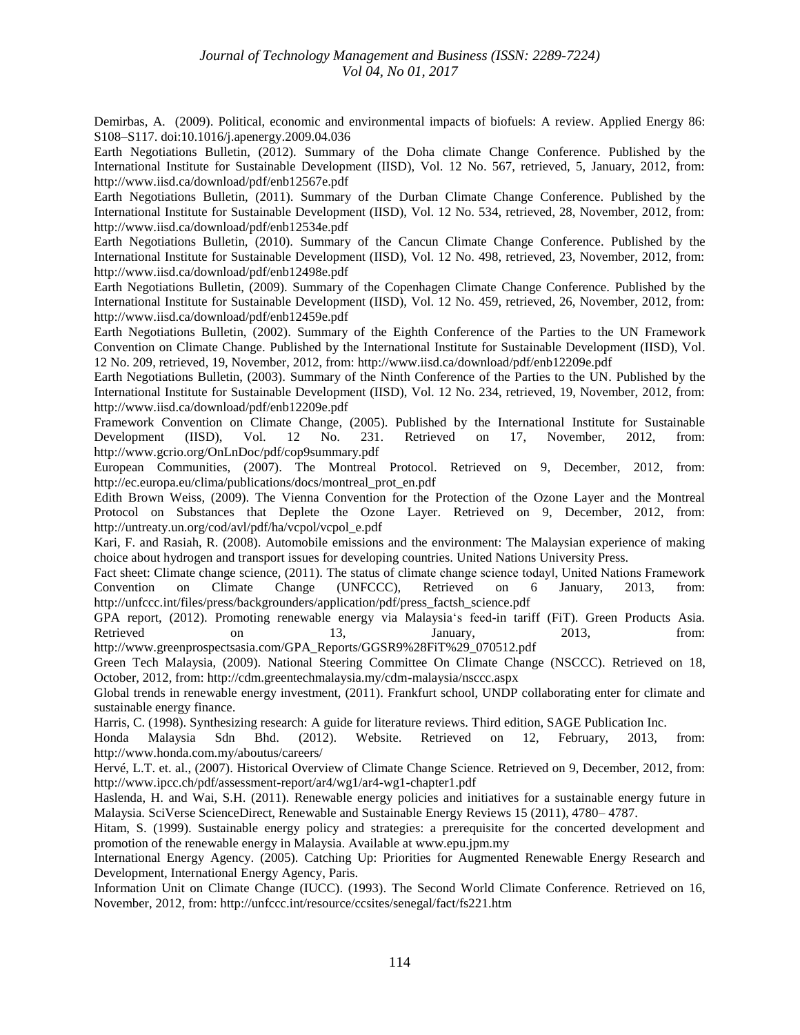Demirbas, A. (2009). Political, economic and environmental impacts of biofuels: A review. Applied Energy 86: S108–S117. doi:10.1016/j.apenergy.2009.04.036

Earth Negotiations Bulletin, (2012). Summary of the Doha climate Change Conference. Published by the International Institute for Sustainable Development (IISD), Vol. 12 No. 567, retrieved, 5, January, 2012, from: http://www.iisd.ca/download/pdf/enb12567e.pdf

Earth Negotiations Bulletin, (2011). Summary of the Durban Climate Change Conference. Published by the International Institute for Sustainable Development (IISD), Vol. 12 No. 534, retrieved, 28, November, 2012, from: http://www.iisd.ca/download/pdf/enb12534e.pdf

Earth Negotiations Bulletin, (2010). Summary of the Cancun Climate Change Conference. Published by the International Institute for Sustainable Development (IISD), Vol. 12 No. 498, retrieved, 23, November, 2012, from: http://www.iisd.ca/download/pdf/enb12498e.pdf

Earth Negotiations Bulletin, (2009). Summary of the Copenhagen Climate Change Conference. Published by the International Institute for Sustainable Development (IISD), Vol. 12 No. 459, retrieved, 26, November, 2012, from: http://www.iisd.ca/download/pdf/enb12459e.pdf

Earth Negotiations Bulletin, (2002). Summary of the Eighth Conference of the Parties to the UN Framework Convention on Climate Change. Published by the International Institute for Sustainable Development (IISD), Vol. 12 No. 209, retrieved, 19, November, 2012, from: http://www.iisd.ca/download/pdf/enb12209e.pdf

Earth Negotiations Bulletin, (2003). Summary of the Ninth Conference of the Parties to the UN. Published by the International Institute for Sustainable Development (IISD), Vol. 12 No. 234, retrieved, 19, November, 2012, from: http://www.iisd.ca/download/pdf/enb12209e.pdf

Framework Convention on Climate Change, (2005). Published by the International Institute for Sustainable Development (IISD), Vol. 12 No. 231. Retrieved on 17, November, 2012, from: http://www.gcrio.org/OnLnDoc/pdf/cop9summary.pdf

European Communities, (2007). The Montreal Protocol. Retrieved on 9, December, 2012, from: http://ec.europa.eu/clima/publications/docs/montreal_prot_en.pdf

Edith Brown Weiss, (2009). The Vienna Convention for the Protection of the Ozone Layer and the Montreal Protocol on Substances that Deplete the Ozone Layer. Retrieved on 9, December, 2012, from: http://untreaty.un.org/cod/avl/pdf/ha/vcpol/vcpol_e.pdf

Kari, F. and Rasiah, R. (2008). Automobile emissions and the environment: The Malaysian experience of making choice about hydrogen and transport issues for developing countries. United Nations University Press.

Fact sheet: Climate change science, (2011). The status of climate change science today‖, United Nations Framework Convention on Climate Change (UNFCCC), Retrieved on 6 January, 2013, from: http://unfccc.int/files/press/backgrounders/application/pdf/press_factsh_science.pdf

GPA report, (2012). Promoting renewable energy via Malaysia's feed-in tariff (FiT). Green Products Asia. Retrieved on 13, January, 2013, from: http://www.greenprospectsasia.com/GPA_Reports/GGSR9%28FiT%29_070512.pdf

Green Tech Malaysia, (2009). National Steering Committee On Climate Change (NSCCC). Retrieved on 18, October, 2012, from: http://cdm.greentechmalaysia.my/cdm-malaysia/nsccc.aspx

Global trends in renewable energy investment, (2011). Frankfurt school, UNDP collaborating enter for climate and sustainable energy finance.

Harris, C. (1998). Synthesizing research: A guide for literature reviews. Third edition, SAGE Publication Inc.

Honda Malaysia Sdn Bhd. (2012). Website. Retrieved on 12, February, 2013, from: http://www.honda.com.my/aboutus/careers/

Hervé, L.T. et. al., (2007). Historical Overview of Climate Change Science. Retrieved on 9, December, 2012, from: http://www.ipcc.ch/pdf/assessment-report/ar4/wg1/ar4-wg1-chapter1.pdf

Haslenda, H. and Wai, S.H. (2011). Renewable energy policies and initiatives for a sustainable energy future in Malaysia. SciVerse ScienceDirect, Renewable and Sustainable Energy Reviews 15 (2011), 4780– 4787.

Hitam, S. (1999). Sustainable energy policy and strategies: a prerequisite for the concerted development and promotion of the renewable energy in Malaysia. Available at www.epu.jpm.my

International Energy Agency. (2005). Catching Up: Priorities for Augmented Renewable Energy Research and Development, International Energy Agency, Paris.

Information Unit on Climate Change (IUCC). (1993). The Second World Climate Conference. Retrieved on 16, November, 2012, from: http://unfccc.int/resource/ccsites/senegal/fact/fs221.htm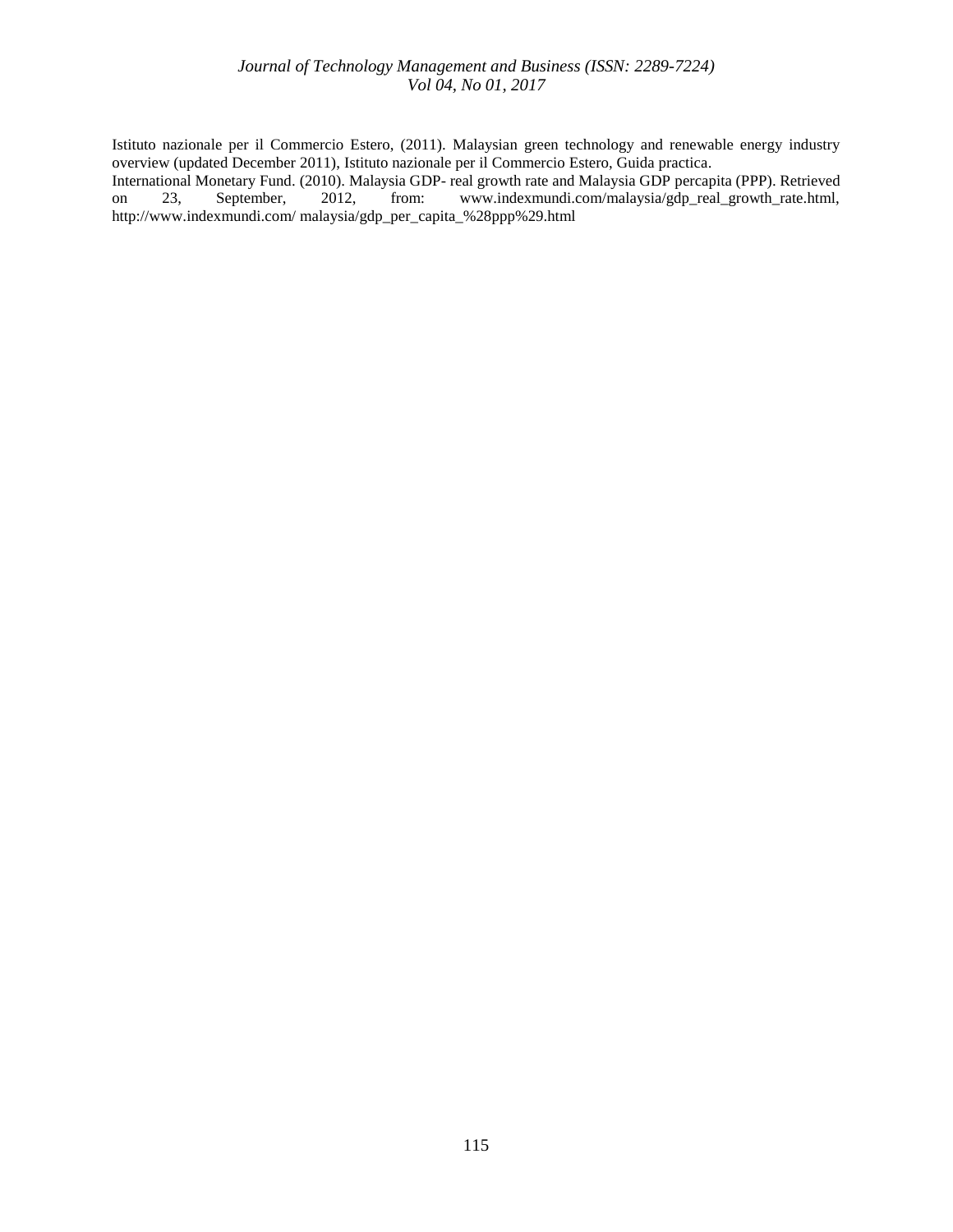Istituto nazionale per il Commercio Estero, (2011). Malaysian green technology and renewable energy industry overview (updated December 2011), Istituto nazionale per il Commercio Estero, Guida practica.

International Monetary Fund. (2010). Malaysia GDP- real growth rate and Malaysia GDP percapita (PPP). Retrieved on 23, September, 2012, from: www.indexmundi.com/malaysia/gdp_real_growth_rate.html, http://www.indexmundi.com/ malaysia/gdp_per_capita_%28ppp%29.html